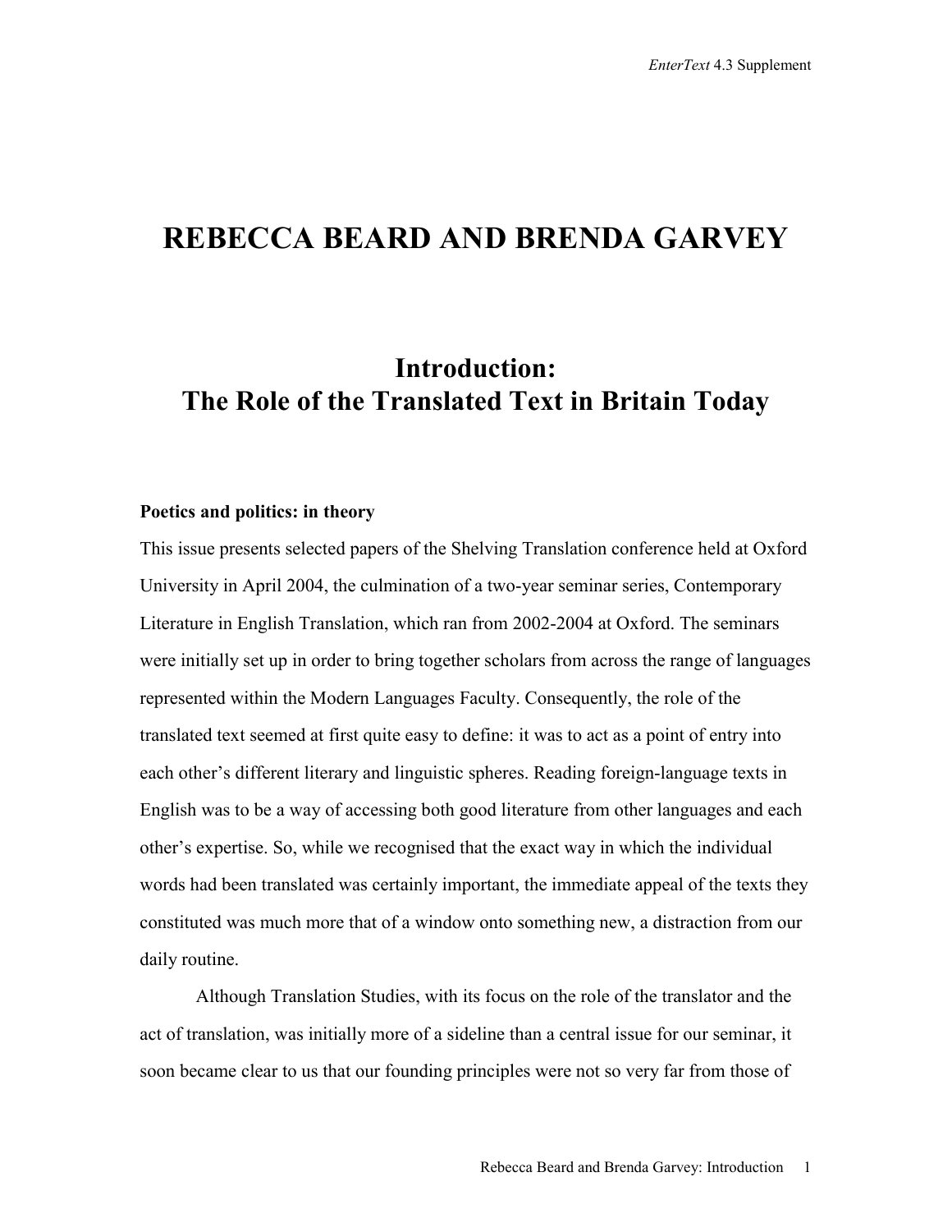# REBECCA BEARD AND BRENDA GARVEY

## Introduction:
## The Role of the Translated Text in Britain Today

### Poetics and politics: in theory

This issue presents selected papers of the Shelving Translation conference held at Oxford University in April 2004, the culmination of a two-year seminar series, Contemporary Literature in English Translation, which ran from 2002-2004 at Oxford. The seminars were initially set up in order to bring together scholars from across the range of languages represented within the Modern Languages Faculty. Consequently, the role of the translated text seemed at first quite easy to define: it was to act as a point of entry into each other's different literary and linguistic spheres. Reading foreign-language texts in English was to be a way of accessing both good literature from other languages and each other's expertise. So, while we recognised that the exact way in which the individual words had been translated was certainly important, the immediate appeal of the texts they constituted was much more that of a window onto something new, a distraction from our daily routine.

Although Translation Studies, with its focus on the role of the translator and the act of translation, was initially more of a sideline than a central issue for our seminar, it soon became clear to us that our founding principles were not so very far from those of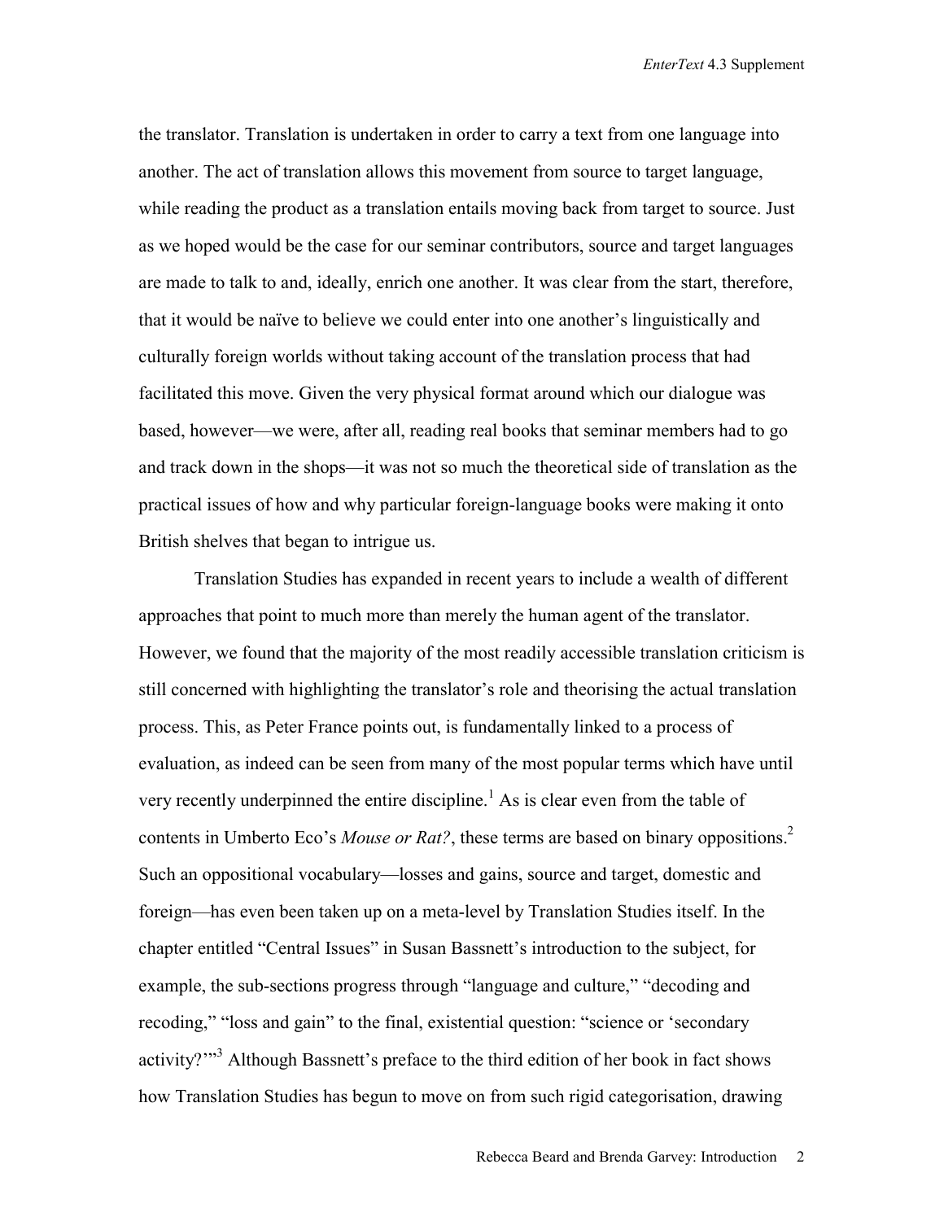the translator. Translation is undertaken in order to carry a text from one language into another. The act of translation allows this movement from source to target language, while reading the product as a translation entails moving back from target to source. Just as we hoped would be the case for our seminar contributors, source and target languages are made to talk to and, ideally, enrich one another. It was clear from the start, therefore, that it would be naïve to believe we could enter into one another's linguistically and culturally foreign worlds without taking account of the translation process that had facilitated this move. Given the very physical format around which our dialogue was based, however—we were, after all, reading real books that seminar members had to go and track down in the shops—it was not so much the theoretical side of translation as the practical issues of how and why particular foreign-language books were making it onto British shelves that began to intrigue us.

Translation Studies has expanded in recent years to include a wealth of different approaches that point to much more than merely the human agent of the translator. However, we found that the majority of the most readily accessible translation criticism is still concerned with highlighting the translator's role and theorising the actual translation process. This, as Peter France points out, is fundamentally linked to a process of evaluation, as indeed can be seen from many of the most popular terms which have until very recently underpinned the entire discipline.[1] As is clear even from the table of contents in Umberto Eco's *Mouse or Rat?*, these terms are based on binary oppositions.[2] Such an oppositional vocabulary—losses and gains, source and target, domestic and foreign—has even been taken up on a meta-level by Translation Studies itself. In the chapter entitled "Central Issues" in Susan Bassnett's introduction to the subject, for example, the sub-sections progress through "language and culture," "decoding and recoding," "loss and gain" to the final, existential question: "science or 'secondary activity?'"[3] Although Bassnett's preface to the third edition of her book in fact shows how Translation Studies has begun to move on from such rigid categorisation, drawing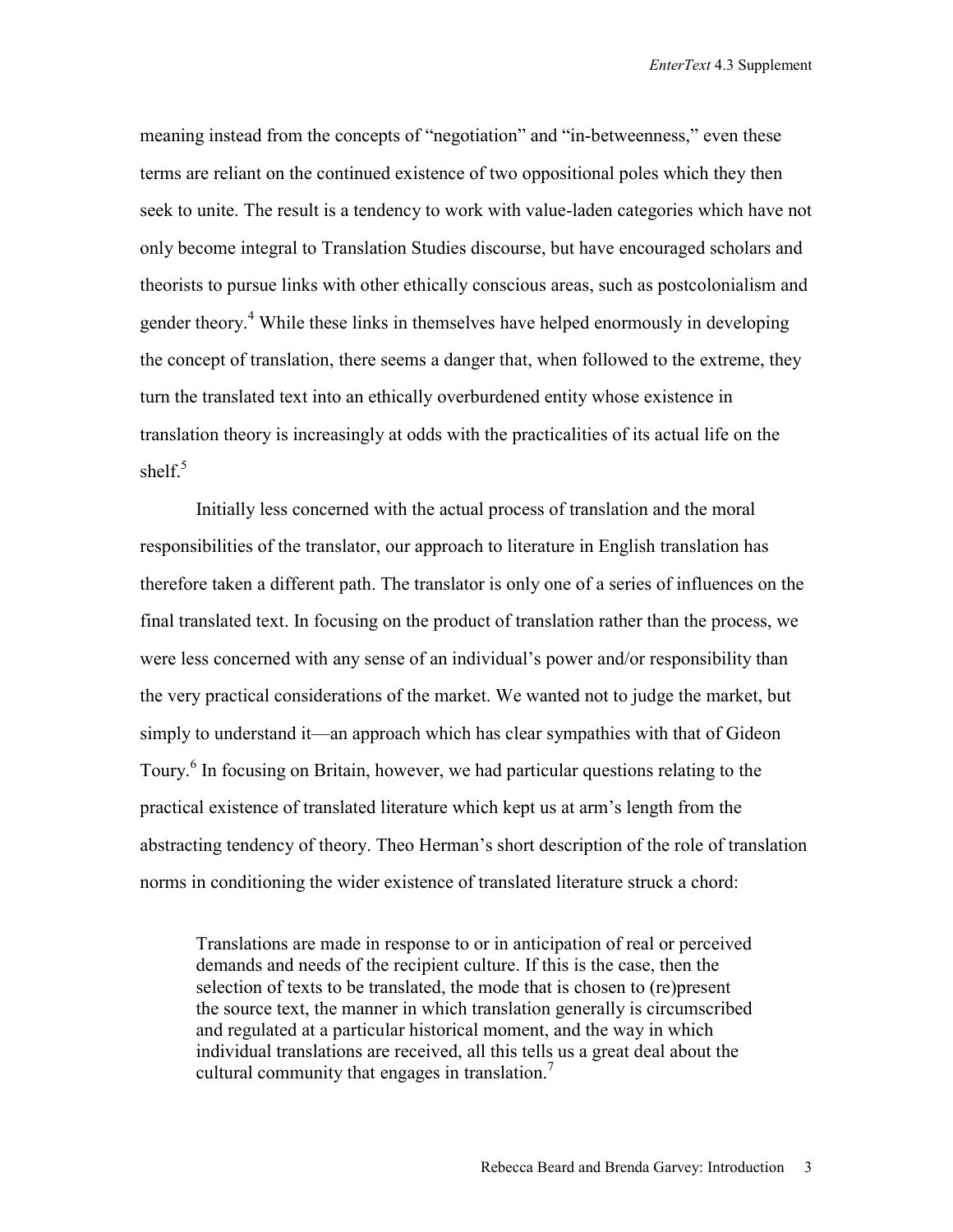meaning instead from the concepts of "negotiation" and "in-betweenness," even these terms are reliant on the continued existence of two oppositional poles which they then seek to unite. The result is a tendency to work with value-laden categories which have not only become integral to Translation Studies discourse, but have encouraged scholars and theorists to pursue links with other ethically conscious areas, such as postcolonialism and gender theory.[4] While these links in themselves have helped enormously in developing the concept of translation, there seems a danger that, when followed to the extreme, they turn the translated text into an ethically overburdened entity whose existence in translation theory is increasingly at odds with the practicalities of its actual life on the shelf.[5]

Initially less concerned with the actual process of translation and the moral responsibilities of the translator, our approach to literature in English translation has therefore taken a different path. The translator is only one of a series of influences on the final translated text. In focusing on the product of translation rather than the process, we were less concerned with any sense of an individual's power and/or responsibility than the very practical considerations of the market. We wanted not to judge the market, but simply to understand it—an approach which has clear sympathies with that of Gideon Toury.[6] In focusing on Britain, however, we had particular questions relating to the practical existence of translated literature which kept us at arm's length from the abstracting tendency of theory. Theo Herman's short description of the role of translation norms in conditioning the wider existence of translated literature struck a chord:

> Translations are made in response to or in anticipation of real or perceived demands and needs of the recipient culture. If this is the case, then the selection of texts to be translated, the mode that is chosen to (re)present the source text, the manner in which translation generally is circumscribed and regulated at a particular historical moment, and the way in which individual translations are received, all this tells us a great deal about the cultural community that engages in translation.[7]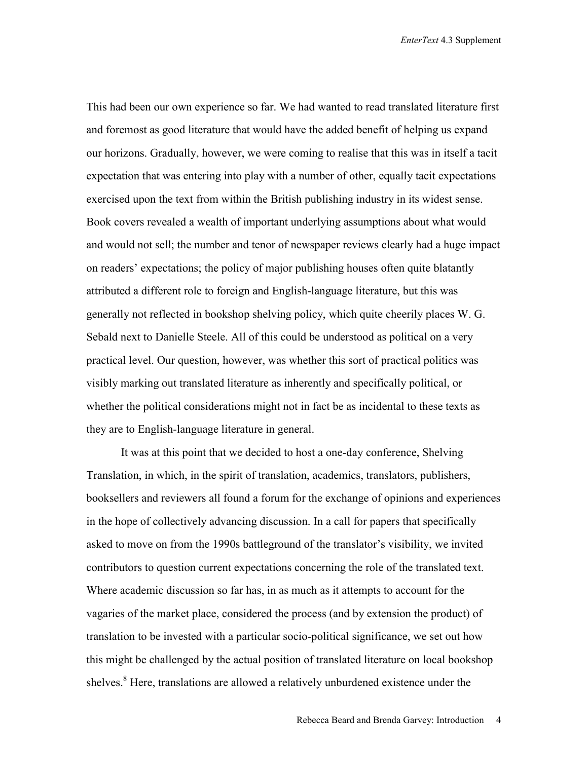This had been our own experience so far. We had wanted to read translated literature first and foremost as good literature that would have the added benefit of helping us expand our horizons. Gradually, however, we were coming to realise that this was in itself a tacit expectation that was entering into play with a number of other, equally tacit expectations exercised upon the text from within the British publishing industry in its widest sense. Book covers revealed a wealth of important underlying assumptions about what would and would not sell; the number and tenor of newspaper reviews clearly had a huge impact on readers' expectations; the policy of major publishing houses often quite blatantly attributed a different role to foreign and English-language literature, but this was generally not reflected in bookshop shelving policy, which quite cheerily places W. G. Sebald next to Danielle Steele. All of this could be understood as political on a very practical level. Our question, however, was whether this sort of practical politics was visibly marking out translated literature as inherently and specifically political, or whether the political considerations might not in fact be as incidental to these texts as they are to English-language literature in general.

It was at this point that we decided to host a one-day conference, Shelving Translation, in which, in the spirit of translation, academics, translators, publishers, booksellers and reviewers all found a forum for the exchange of opinions and experiences in the hope of collectively advancing discussion. In a call for papers that specifically asked to move on from the 1990s battleground of the translator's visibility, we invited contributors to question current expectations concerning the role of the translated text. Where academic discussion so far has, in as much as it attempts to account for the vagaries of the market place, considered the process (and by extension the product) of translation to be invested with a particular socio-political significance, we set out how this might be challenged by the actual position of translated literature on local bookshop shelves.[8] Here, translations are allowed a relatively unburdened existence under the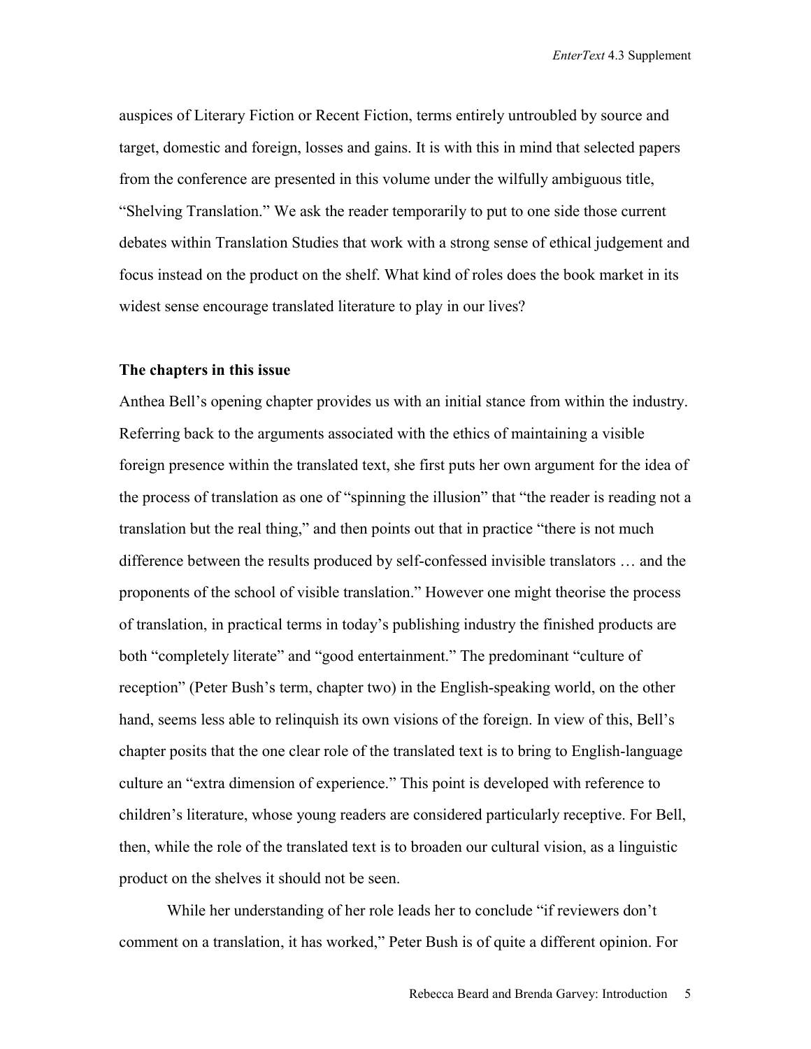auspices of Literary Fiction or Recent Fiction, terms entirely untroubled by source and target, domestic and foreign, losses and gains. It is with this in mind that selected papers from the conference are presented in this volume under the wilfully ambiguous title, "Shelving Translation." We ask the reader temporarily to put to one side those current debates within Translation Studies that work with a strong sense of ethical judgement and focus instead on the product on the shelf. What kind of roles does the book market in its widest sense encourage translated literature to play in our lives?

**The chapters in this issue**

Anthea Bell's opening chapter provides us with an initial stance from within the industry. Referring back to the arguments associated with the ethics of maintaining a visible foreign presence within the translated text, she first puts her own argument for the idea of the process of translation as one of "spinning the illusion" that "the reader is reading not a translation but the real thing," and then points out that in practice "there is not much difference between the results produced by self-confessed invisible translators … and the proponents of the school of visible translation." However one might theorise the process of translation, in practical terms in today's publishing industry the finished products are both "completely literate" and "good entertainment." The predominant "culture of reception" (Peter Bush's term, chapter two) in the English-speaking world, on the other hand, seems less able to relinquish its own visions of the foreign. In view of this, Bell's chapter posits that the one clear role of the translated text is to bring to English-language culture an "extra dimension of experience." This point is developed with reference to children's literature, whose young readers are considered particularly receptive. For Bell, then, while the role of the translated text is to broaden our cultural vision, as a linguistic product on the shelves it should not be seen.

While her understanding of her role leads her to conclude "if reviewers don't comment on a translation, it has worked," Peter Bush is of quite a different opinion. For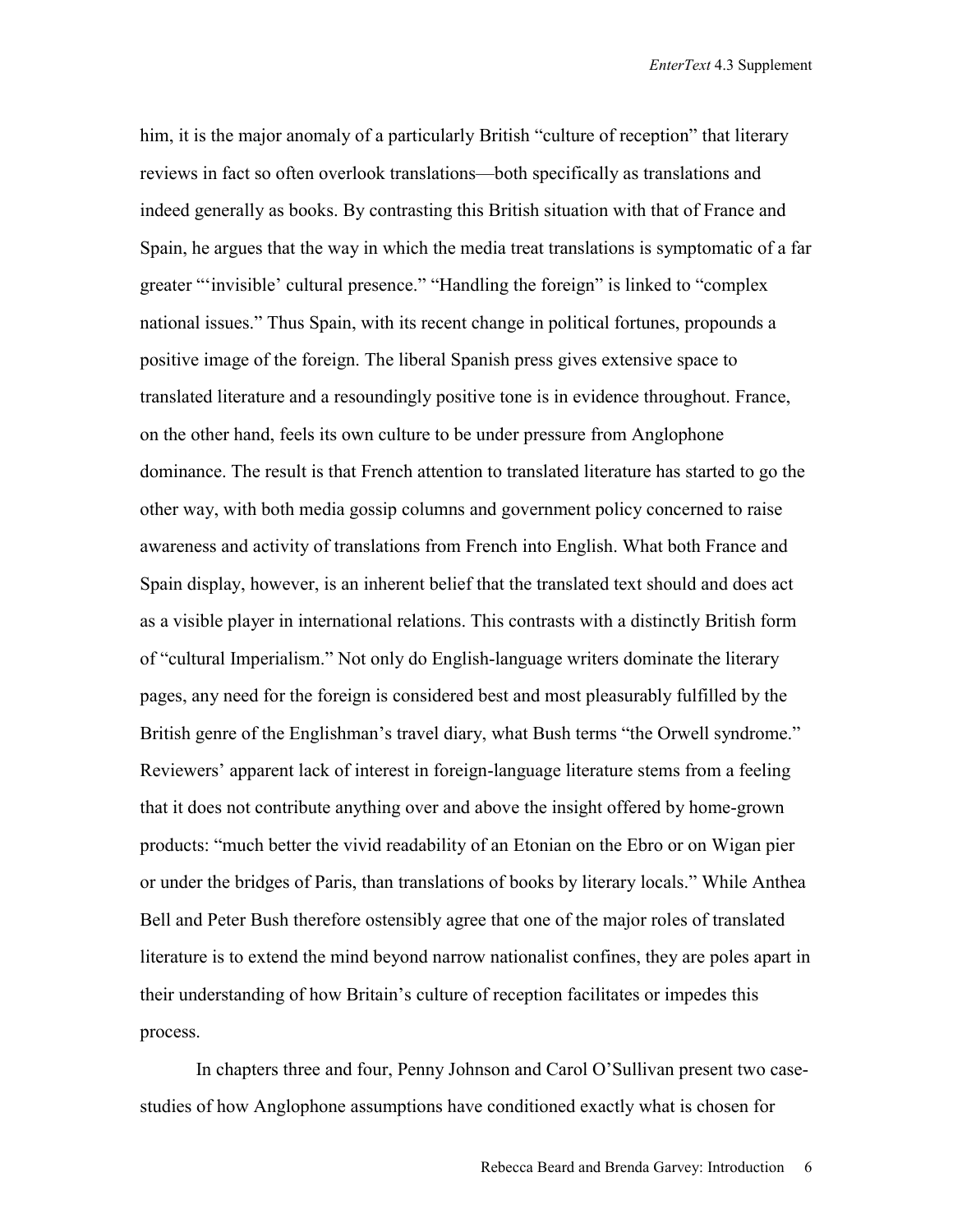him, it is the major anomaly of a particularly British "culture of reception" that literary reviews in fact so often overlook translations—both specifically as translations and indeed generally as books. By contrasting this British situation with that of France and Spain, he argues that the way in which the media treat translations is symptomatic of a far greater "'invisible' cultural presence." "Handling the foreign" is linked to "complex national issues." Thus Spain, with its recent change in political fortunes, propounds a positive image of the foreign. The liberal Spanish press gives extensive space to translated literature and a resoundingly positive tone is in evidence throughout. France, on the other hand, feels its own culture to be under pressure from Anglophone dominance. The result is that French attention to translated literature has started to go the other way, with both media gossip columns and government policy concerned to raise awareness and activity of translations from French into English. What both France and Spain display, however, is an inherent belief that the translated text should and does act as a visible player in international relations. This contrasts with a distinctly British form of "cultural Imperialism." Not only do English-language writers dominate the literary pages, any need for the foreign is considered best and most pleasurably fulfilled by the British genre of the Englishman's travel diary, what Bush terms "the Orwell syndrome." Reviewers' apparent lack of interest in foreign-language literature stems from a feeling that it does not contribute anything over and above the insight offered by home-grown products: "much better the vivid readability of an Etonian on the Ebro or on Wigan pier or under the bridges of Paris, than translations of books by literary locals." While Anthea Bell and Peter Bush therefore ostensibly agree that one of the major roles of translated literature is to extend the mind beyond narrow nationalist confines, they are poles apart in their understanding of how Britain's culture of reception facilitates or impedes this process.

In chapters three and four, Penny Johnson and Carol O'Sullivan present two case-studies of how Anglophone assumptions have conditioned exactly what is chosen for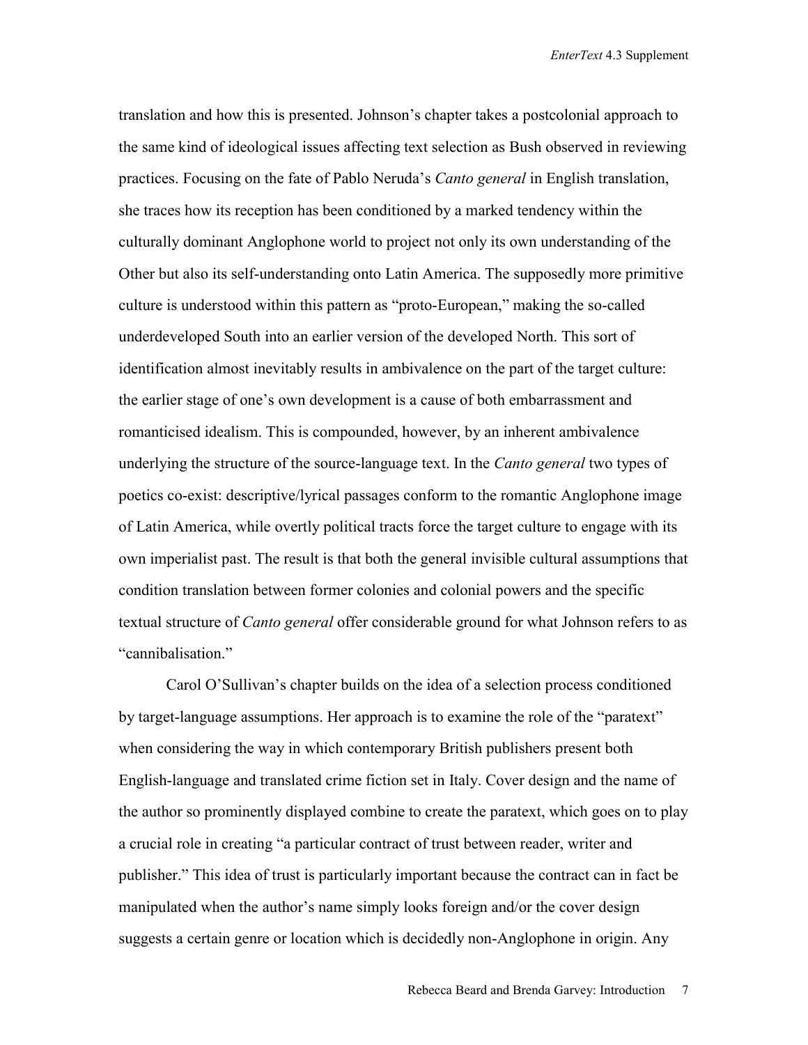translation and how this is presented. Johnson's chapter takes a postcolonial approach to the same kind of ideological issues affecting text selection as Bush observed in reviewing practices. Focusing on the fate of Pablo Neruda's *Canto general* in English translation, she traces how its reception has been conditioned by a marked tendency within the culturally dominant Anglophone world to project not only its own understanding of the Other but also its self-understanding onto Latin America. The supposedly more primitive culture is understood within this pattern as "proto-European," making the so-called underdeveloped South into an earlier version of the developed North. This sort of identification almost inevitably results in ambivalence on the part of the target culture: the earlier stage of one's own development is a cause of both embarrassment and romanticised idealism. This is compounded, however, by an inherent ambivalence underlying the structure of the source-language text. In the *Canto general* two types of poetics co-exist: descriptive/lyrical passages conform to the romantic Anglophone image of Latin America, while overtly political tracts force the target culture to engage with its own imperialist past. The result is that both the general invisible cultural assumptions that condition translation between former colonies and colonial powers and the specific textual structure of *Canto general* offer considerable ground for what Johnson refers to as "cannibalisation."

Carol O'Sullivan's chapter builds on the idea of a selection process conditioned by target-language assumptions. Her approach is to examine the role of the "paratext" when considering the way in which contemporary British publishers present both English-language and translated crime fiction set in Italy. Cover design and the name of the author so prominently displayed combine to create the paratext, which goes on to play a crucial role in creating "a particular contract of trust between reader, writer and publisher." This idea of trust is particularly important because the contract can in fact be manipulated when the author's name simply looks foreign and/or the cover design suggests a certain genre or location which is decidedly non-Anglophone in origin. Any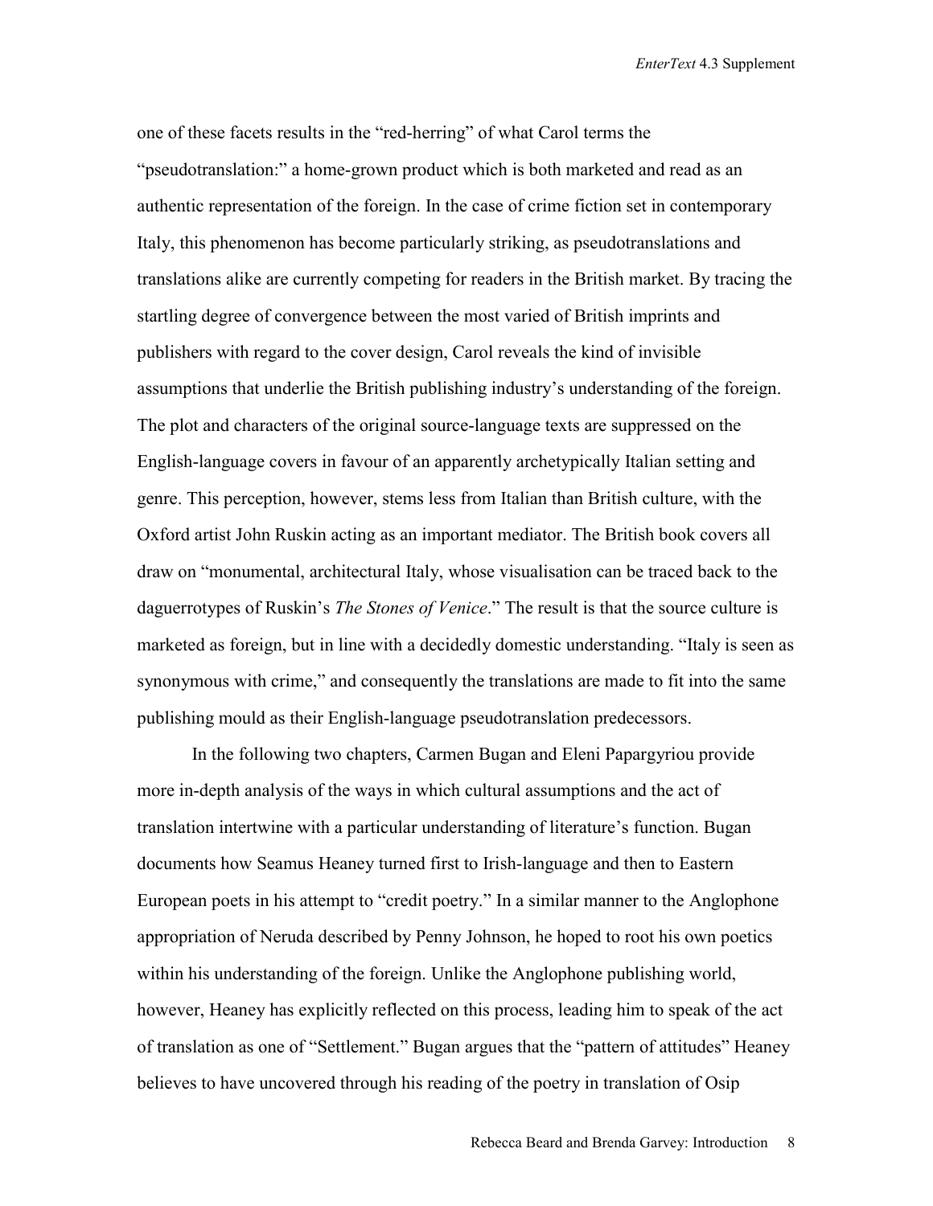one of these facets results in the "red-herring" of what Carol terms the "pseudotranslation:" a home-grown product which is both marketed and read as an authentic representation of the foreign. In the case of crime fiction set in contemporary Italy, this phenomenon has become particularly striking, as pseudotranslations and translations alike are currently competing for readers in the British market. By tracing the startling degree of convergence between the most varied of British imprints and publishers with regard to the cover design, Carol reveals the kind of invisible assumptions that underlie the British publishing industry's understanding of the foreign. The plot and characters of the original source-language texts are suppressed on the English-language covers in favour of an apparently archetypically Italian setting and genre. This perception, however, stems less from Italian than British culture, with the Oxford artist John Ruskin acting as an important mediator. The British book covers all draw on "monumental, architectural Italy, whose visualisation can be traced back to the daguerrotypes of Ruskin's *The Stones of Venice*." The result is that the source culture is marketed as foreign, but in line with a decidedly domestic understanding. "Italy is seen as synonymous with crime," and consequently the translations are made to fit into the same publishing mould as their English-language pseudotranslation predecessors.

In the following two chapters, Carmen Bugan and Eleni Papargyriou provide more in-depth analysis of the ways in which cultural assumptions and the act of translation intertwine with a particular understanding of literature's function. Bugan documents how Seamus Heaney turned first to Irish-language and then to Eastern European poets in his attempt to "credit poetry." In a similar manner to the Anglophone appropriation of Neruda described by Penny Johnson, he hoped to root his own poetics within his understanding of the foreign. Unlike the Anglophone publishing world, however, Heaney has explicitly reflected on this process, leading him to speak of the act of translation as one of "Settlement." Bugan argues that the "pattern of attitudes" Heaney believes to have uncovered through his reading of the poetry in translation of Osip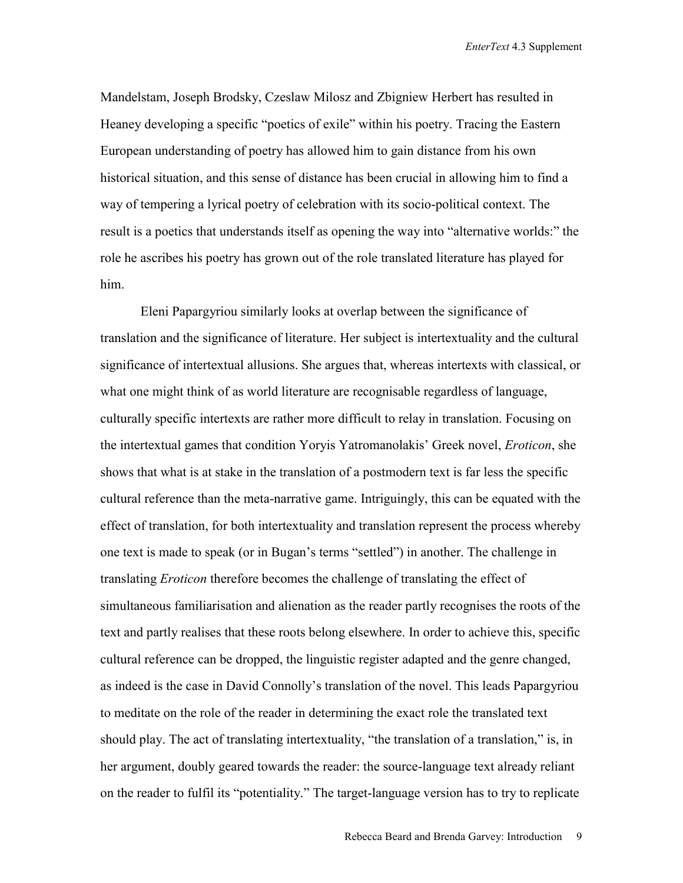Mandelstam, Joseph Brodsky, Czeslaw Milosz and Zbigniew Herbert has resulted in Heaney developing a specific "poetics of exile" within his poetry. Tracing the Eastern European understanding of poetry has allowed him to gain distance from his own historical situation, and this sense of distance has been crucial in allowing him to find a way of tempering a lyrical poetry of celebration with its socio-political context. The result is a poetics that understands itself as opening the way into "alternative worlds:" the role he ascribes his poetry has grown out of the role translated literature has played for him.

Eleni Papargyriou similarly looks at overlap between the significance of translation and the significance of literature. Her subject is intertextuality and the cultural significance of intertextual allusions. She argues that, whereas intertexts with classical, or what one might think of as world literature are recognisable regardless of language, culturally specific intertexts are rather more difficult to relay in translation. Focusing on the intertextual games that condition Yoryis Yatromanolakis' Greek novel, *Eroticon*, she shows that what is at stake in the translation of a postmodern text is far less the specific cultural reference than the meta-narrative game. Intriguingly, this can be equated with the effect of translation, for both intertextuality and translation represent the process whereby one text is made to speak (or in Bugan's terms "settled") in another. The challenge in translating *Eroticon* therefore becomes the challenge of translating the effect of simultaneous familiarisation and alienation as the reader partly recognises the roots of the text and partly realises that these roots belong elsewhere. In order to achieve this, specific cultural reference can be dropped, the linguistic register adapted and the genre changed, as indeed is the case in David Connolly's translation of the novel. This leads Papargyriou to meditate on the role of the reader in determining the exact role the translated text should play. The act of translating intertextuality, "the translation of a translation," is, in her argument, doubly geared towards the reader: the source-language text already reliant on the reader to fulfil its "potentiality." The target-language version has to try to replicate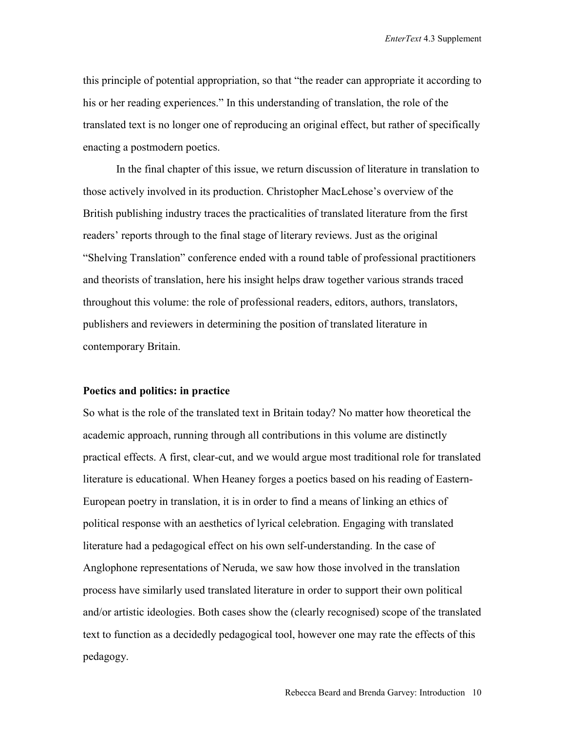this principle of potential appropriation, so that "the reader can appropriate it according to his or her reading experiences." In this understanding of translation, the role of the translated text is no longer one of reproducing an original effect, but rather of specifically enacting a postmodern poetics.

In the final chapter of this issue, we return discussion of literature in translation to those actively involved in its production. Christopher MacLehose's overview of the British publishing industry traces the practicalities of translated literature from the first readers' reports through to the final stage of literary reviews. Just as the original "Shelving Translation" conference ended with a round table of professional practitioners and theorists of translation, here his insight helps draw together various strands traced throughout this volume: the role of professional readers, editors, authors, translators, publishers and reviewers in determining the position of translated literature in contemporary Britain.

**Poetics and politics: in practice**

So what is the role of the translated text in Britain today? No matter how theoretical the academic approach, running through all contributions in this volume are distinctly practical effects. A first, clear-cut, and we would argue most traditional role for translated literature is educational. When Heaney forges a poetics based on his reading of Eastern-European poetry in translation, it is in order to find a means of linking an ethics of political response with an aesthetics of lyrical celebration. Engaging with translated literature had a pedagogical effect on his own self-understanding. In the case of Anglophone representations of Neruda, we saw how those involved in the translation process have similarly used translated literature in order to support their own political and/or artistic ideologies. Both cases show the (clearly recognised) scope of the translated text to function as a decidedly pedagogical tool, however one may rate the effects of this pedagogy.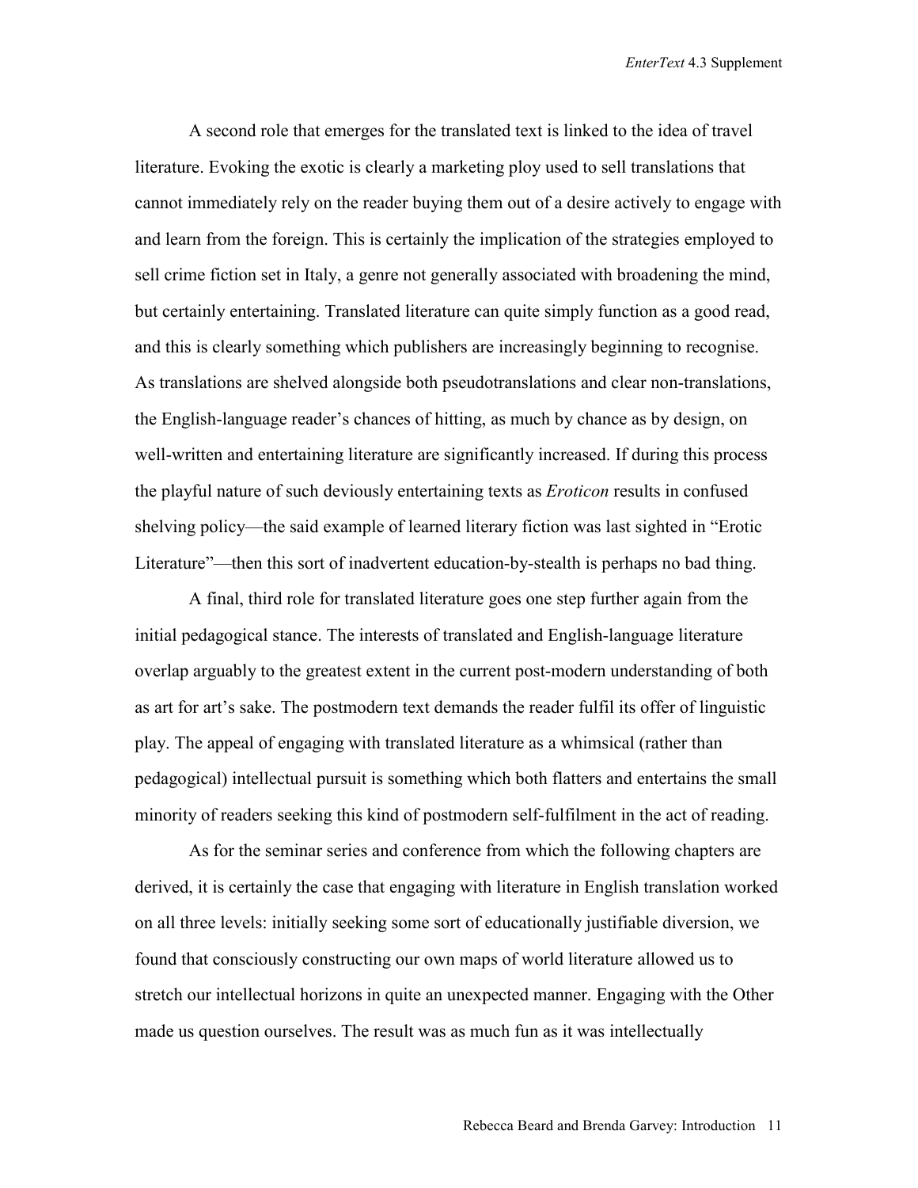A second role that emerges for the translated text is linked to the idea of travel literature. Evoking the exotic is clearly a marketing ploy used to sell translations that cannot immediately rely on the reader buying them out of a desire actively to engage with and learn from the foreign. This is certainly the implication of the strategies employed to sell crime fiction set in Italy, a genre not generally associated with broadening the mind, but certainly entertaining. Translated literature can quite simply function as a good read, and this is clearly something which publishers are increasingly beginning to recognise. As translations are shelved alongside both pseudotranslations and clear non-translations, the English-language reader's chances of hitting, as much by chance as by design, on well-written and entertaining literature are significantly increased. If during this process the playful nature of such deviously entertaining texts as *Eroticon* results in confused shelving policy—the said example of learned literary fiction was last sighted in "Erotic Literature"—then this sort of inadvertent education-by-stealth is perhaps no bad thing.

A final, third role for translated literature goes one step further again from the initial pedagogical stance. The interests of translated and English-language literature overlap arguably to the greatest extent in the current post-modern understanding of both as art for art's sake. The postmodern text demands the reader fulfil its offer of linguistic play. The appeal of engaging with translated literature as a whimsical (rather than pedagogical) intellectual pursuit is something which both flatters and entertains the small minority of readers seeking this kind of postmodern self-fulfilment in the act of reading.

As for the seminar series and conference from which the following chapters are derived, it is certainly the case that engaging with literature in English translation worked on all three levels: initially seeking some sort of educationally justifiable diversion, we found that consciously constructing our own maps of world literature allowed us to stretch our intellectual horizons in quite an unexpected manner. Engaging with the Other made us question ourselves. The result was as much fun as it was intellectually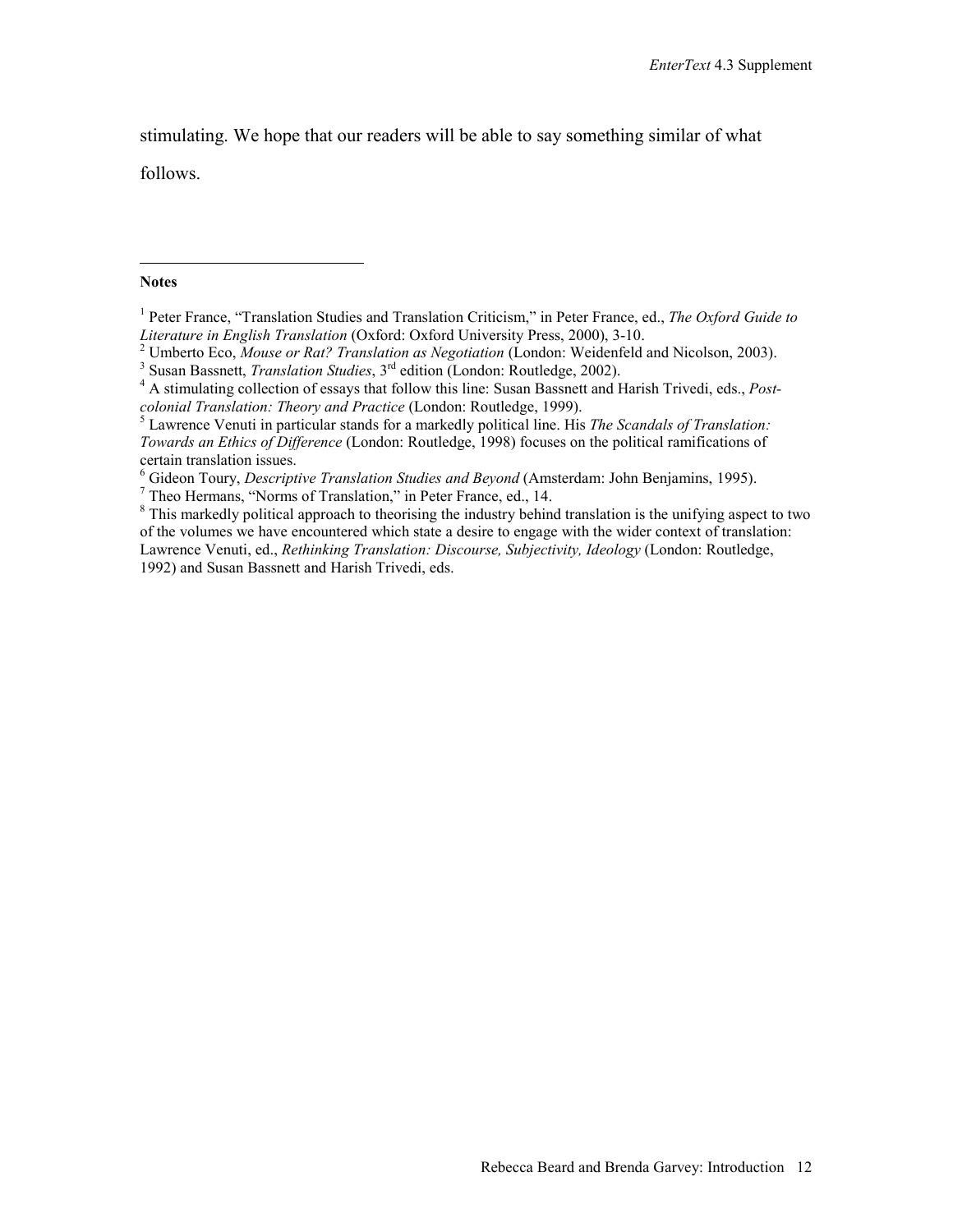stimulating. We hope that our readers will be able to say something similar of what follows.

---

**Notes**

[1] Peter France, "Translation Studies and Translation Criticism," in Peter France, ed., *The Oxford Guide to Literature in English Translation* (Oxford: Oxford University Press, 2000), 3-10.

[2] Umberto Eco, *Mouse or Rat? Translation as Negotiation* (London: Weidenfeld and Nicolson, 2003).

[3] Susan Bassnett, *Translation Studies*, 3rd edition (London: Routledge, 2002).

[4] A stimulating collection of essays that follow this line: Susan Bassnett and Harish Trivedi, eds., *Post-colonial Translation: Theory and Practice* (London: Routledge, 1999).

[5] Lawrence Venuti in particular stands for a markedly political line. His *The Scandals of Translation: Towards an Ethics of Difference* (London: Routledge, 1998) focuses on the political ramifications of certain translation issues.

[6] Gideon Toury, *Descriptive Translation Studies and Beyond* (Amsterdam: John Benjamins, 1995).

[7] Theo Hermans, "Norms of Translation," in Peter France, ed., 14.

[8] This markedly political approach to theorising the industry behind translation is the unifying aspect to two of the volumes we have encountered which state a desire to engage with the wider context of translation: Lawrence Venuti, ed., *Rethinking Translation: Discourse, Subjectivity, Ideology* (London: Routledge, 1992) and Susan Bassnett and Harish Trivedi, eds.